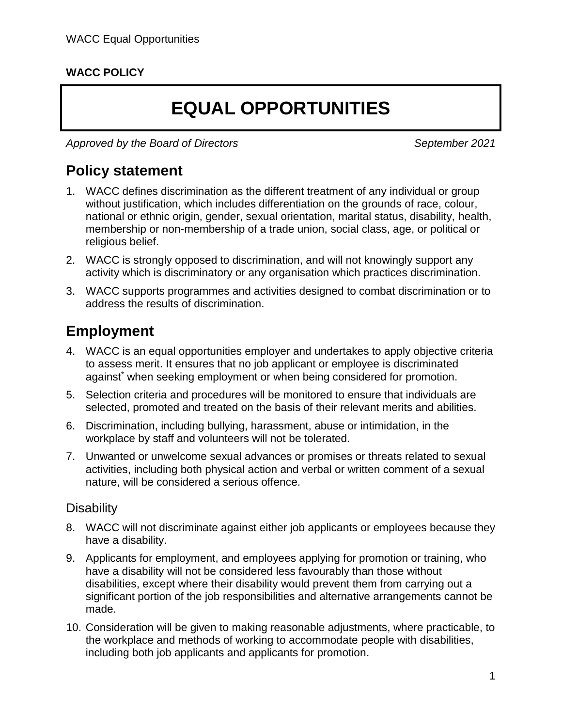**WACC POLICY**

# EQUAL OPPORTUNITIES

*Approved by the Board of Directors* *September 2021*

## Policy statement

1. WACC defines discrimination as the different treatment of any individual or group without justification, which includes differentiation on the grounds of race, colour, national or ethnic origin, gender, sexual orientation, marital status, disability, health, membership or non-membership of a trade union, social class, age, or political or religious belief.
2. WACC is strongly opposed to discrimination, and will not knowingly support any activity which is discriminatory or any organisation which practices discrimination.
3. WACC supports programmes and activities designed to combat discrimination or to address the results of discrimination.

## Employment

4. WACC is an equal opportunities employer and undertakes to apply objective criteria to assess merit. It ensures that no job applicant or employee is discriminated against[*] when seeking employment or when being considered for promotion.
5. Selection criteria and procedures will be monitored to ensure that individuals are selected, promoted and treated on the basis of their relevant merits and abilities.
6. Discrimination, including bullying, harassment, abuse or intimidation, in the workplace by staff and volunteers will not be tolerated.
7. Unwanted or unwelcome sexual advances or promises or threats related to sexual activities, including both physical action and verbal or written comment of a sexual nature, will be considered a serious offence.

### Disability

8. WACC will not discriminate against either job applicants or employees because they have a disability.
9. Applicants for employment, and employees applying for promotion or training, who have a disability will not be considered less favourably than those without disabilities, except where their disability would prevent them from carrying out a significant portion of the job responsibilities and alternative arrangements cannot be made.
10. Consideration will be given to making reasonable adjustments, where practicable, to the workplace and methods of working to accommodate people with disabilities, including both job applicants and applicants for promotion.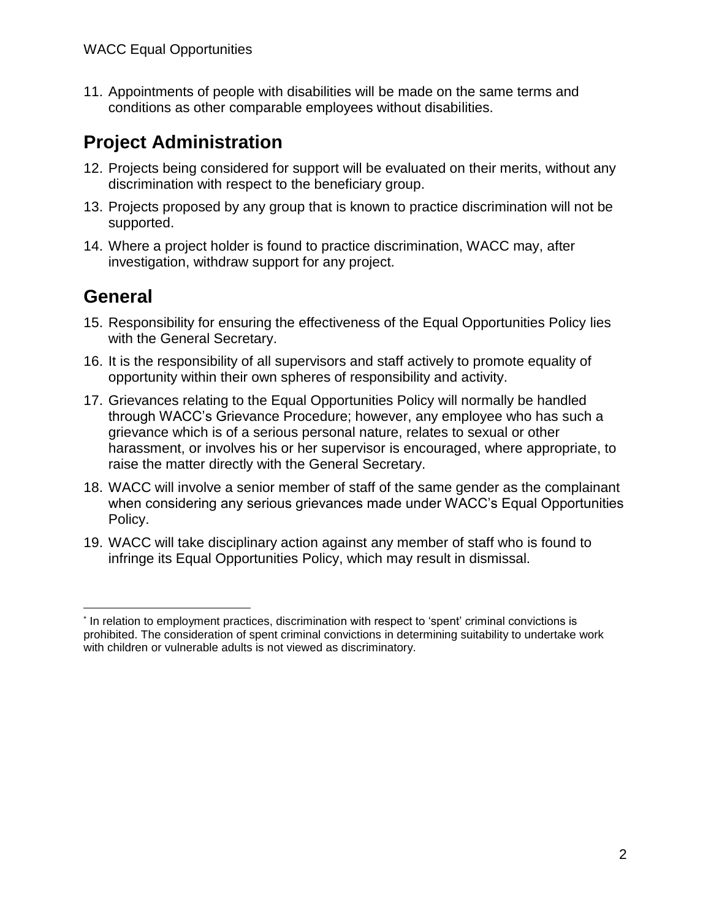11. Appointments of people with disabilities will be made on the same terms and conditions as other comparable employees without disabilities.

## Project Administration

12. Projects being considered for support will be evaluated on their merits, without any discrimination with respect to the beneficiary group.
13. Projects proposed by any group that is known to practice discrimination will not be supported.
14. Where a project holder is found to practice discrimination, WACC may, after investigation, withdraw support for any project.

## General

15. Responsibility for ensuring the effectiveness of the Equal Opportunities Policy lies with the General Secretary.
16. It is the responsibility of all supervisors and staff actively to promote equality of opportunity within their own spheres of responsibility and activity.
17. Grievances relating to the Equal Opportunities Policy will normally be handled through WACC's Grievance Procedure; however, any employee who has such a grievance which is of a serious personal nature, relates to sexual or other harassment, or involves his or her supervisor is encouraged, where appropriate, to raise the matter directly with the General Secretary.
18. WACC will involve a senior member of staff of the same gender as the complainant when considering any serious grievances made under WACC's Equal Opportunities Policy.
19. WACC will take disciplinary action against any member of staff who is found to infringe its Equal Opportunities Policy, which may result in dismissal.

---

[*] In relation to employment practices, discrimination with respect to 'spent' criminal convictions is prohibited. The consideration of spent criminal convictions in determining suitability to undertake work with children or vulnerable adults is not viewed as discriminatory.